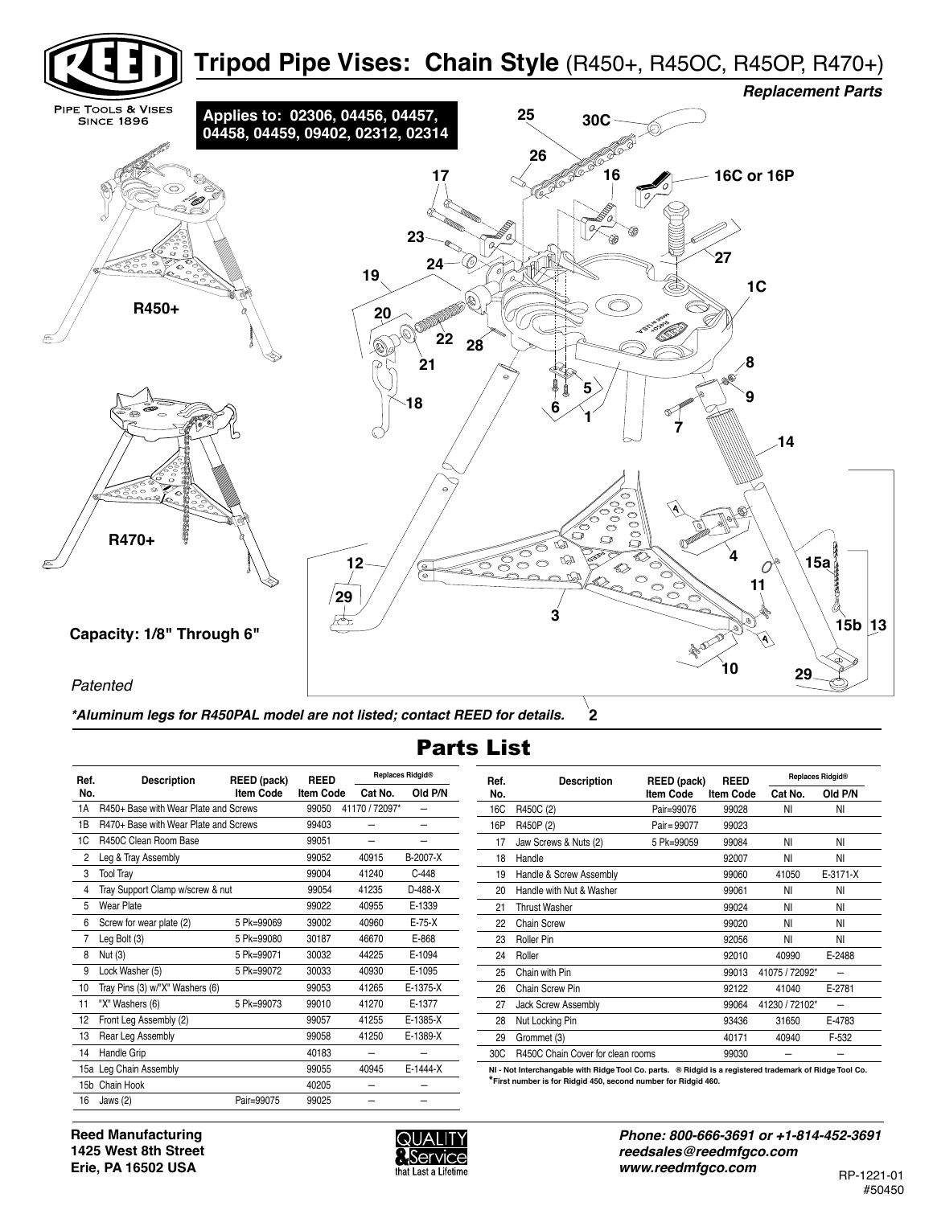# Tripod Pipe Vises: Chain Style (R450+, R45OC, R45OP, R470+)

*Replacement Parts*

Pipe Tools & Vises Since 1896

**Applies to: 02306, 04456, 04457, 04458, 04459, 09402, 02312, 02314**

R450+

R470+

Capacity: 1/8" Through 6"

*Patented*

***Aluminum legs for R450PAL model are not listed; contact REED for details.**

## Parts List

| Ref. No. | Description | REED (pack) Item Code | REED Item Code | Replaces Ridgid® Cat No. | Replaces Ridgid® Old P/N |
|---|---|---|---|---|---|
| 1A | R450+ Base with Wear Plate and Screws | | 99050 | 41170 / 72097* | — |
| 1B | R470+ Base with Wear Plate and Screws | | 99403 | — | — |
| 1C | R450C Clean Room Base | | 99051 | — | — |
| 2 | Leg & Tray Assembly | | 99052 | 40915 | B-2007-X |
| 3 | Tool Tray | | 99004 | 41240 | C-448 |
| 4 | Tray Support Clamp w/screw & nut | | 99054 | 41235 | D-488-X |
| 5 | Wear Plate | | 99022 | 40955 | E-1339 |
| 6 | Screw for wear plate (2) | 5 Pk=99069 | 39002 | 40960 | E-75-X |
| 7 | Leg Bolt (3) | 5 Pk=99080 | 30187 | 46670 | E-868 |
| 8 | Nut (3) | 5 Pk=99071 | 30032 | 44225 | E-1094 |
| 9 | Lock Washer (5) | 5 Pk=99072 | 30033 | 40930 | E-1095 |
| 10 | Tray Pins (3) w/"X" Washers (6) | | 99053 | 41265 | E-1375-X |
| 11 | "X" Washers (6) | 5 Pk=99073 | 99010 | 41270 | E-1377 |
| 12 | Front Leg Assembly (2) | | 99057 | 41255 | E-1385-X |
| 13 | Rear Leg Assembly | | 99058 | 41250 | E-1389-X |
| 14 | Handle Grip | | 40183 | — | — |
| 15a | Leg Chain Assembly | | 99055 | 40945 | E-1444-X |
| 15b | Chain Hook | | 40205 | — | — |
| 16 | Jaws (2) | Pair=99075 | 99025 | — | — |
| 16C | R450C (2) | Pair=99076 | 99028 | NI | NI |
| 16P | R450P (2) | Pair= 99077 | 99023 | | |
| 17 | Jaw Screws & Nuts (2) | 5 Pk=99059 | 99084 | NI | NI |
| 18 | Handle | | 92007 | NI | NI |
| 19 | Handle & Screw Assembly | | 99060 | 41050 | E-3171-X |
| 20 | Handle with Nut & Washer | | 99061 | NI | NI |
| 21 | Thrust Washer | | 99024 | NI | NI |
| 22 | Chain Screw | | 99020 | NI | NI |
| 23 | Roller Pin | | 92056 | NI | NI |
| 24 | Roller | | 92010 | 40990 | E-2488 |
| 25 | Chain with Pin | | 99013 | 41075 / 72092* | — |
| 26 | Chain Screw Pin | | 92122 | 41040 | E-2781 |
| 27 | Jack Screw Assembly | | 99064 | 41230 / 72102* | — |
| 28 | Nut Locking Pin | | 93436 | 31650 | E-4783 |
| 29 | Grommet (3) | | 40171 | 40940 | F-532 |
| 30C | R450C Chain Cover for clean rooms | | 99030 | — | — |

**NI - Not Interchangable with Ridge Tool Co. parts. ® Ridgid is a registered trademark of Ridge Tool Co.**
***First number is for Ridgid 450, second number for Ridgid 460.**

**Reed Manufacturing**
**1425 West 8th Street**
**Erie, PA 16502 USA**

QUALITY & Service that Last a Lifetime

***Phone: 800-666-3691 or +1-814-452-3691***
***reedsales@reedmfgco.com***
***www.reedmfgco.com***

RP-1221-01
#50450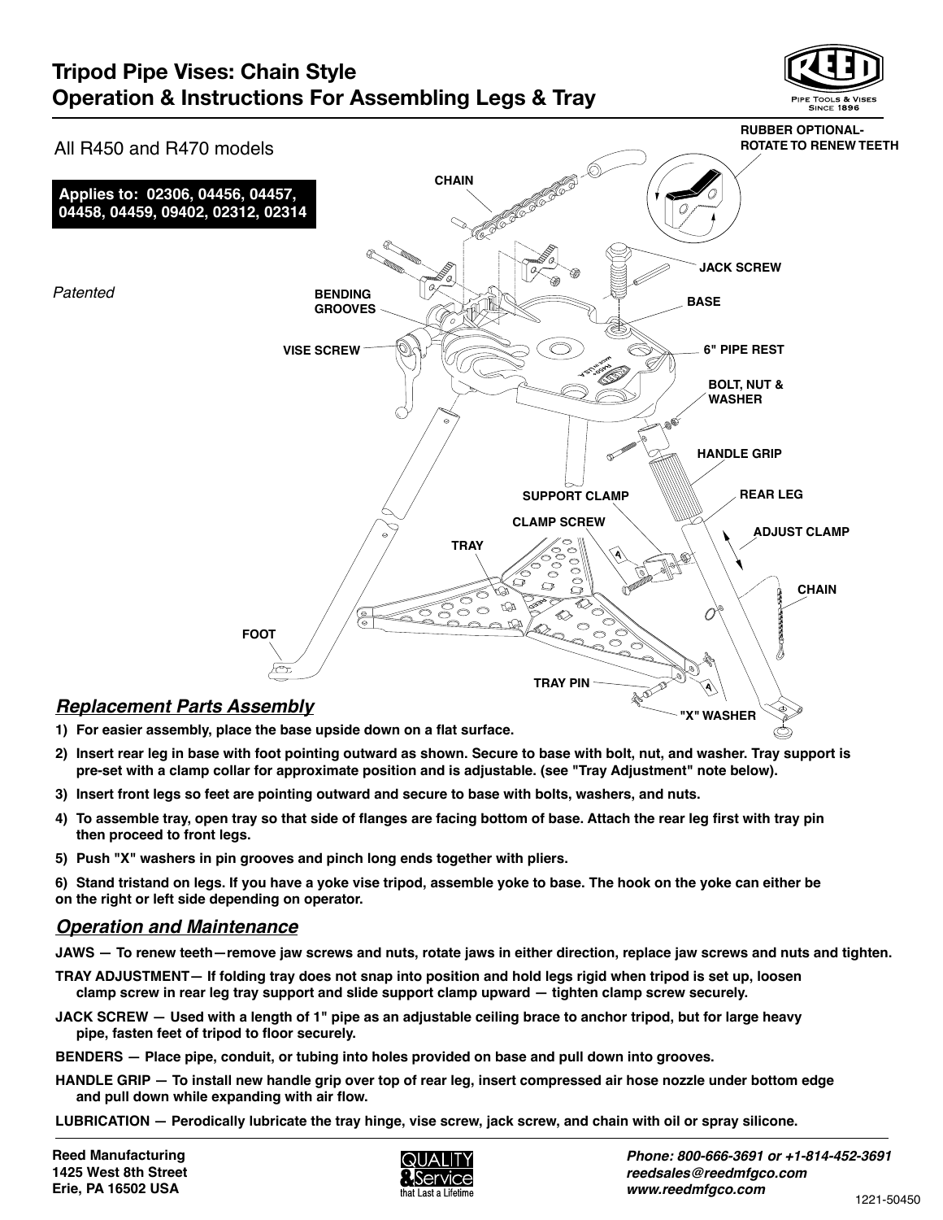# Tripod Pipe Vises: Chain Style
# Operation & Instructions For Assembling Legs & Tray

All R450 and R470 models

**Applies to: 02306, 04456, 04457, 04458, 04459, 09402, 02312, 02314**

*Patented*

CHAIN

RUBBER OPTIONAL- ROTATE TO RENEW TEETH

JACK SCREW

BENDING GROOVES

BASE

VISE SCREW

6" PIPE REST

BOLT, NUT & WASHER

HANDLE GRIP

SUPPORT CLAMP

REAR LEG

CLAMP SCREW

ADJUST CLAMP

TRAY

CHAIN

FOOT

TRAY PIN

"X" WASHER

## *Replacement Parts Assembly*

**1) For easier assembly, place the base upside down on a flat surface.**

**2) Insert rear leg in base with foot pointing outward as shown. Secure to base with bolt, nut, and washer. Tray support is pre-set with a clamp collar for approximate position and is adjustable. (see "Tray Adjustment" note below).**

**3) Insert front legs so feet are pointing outward and secure to base with bolts, washers, and nuts.**

**4) To assemble tray, open tray so that side of flanges are facing bottom of base. Attach the rear leg first with tray pin then proceed to front legs.**

**5) Push "X" washers in pin grooves and pinch long ends together with pliers.**

**6) Stand tristand on legs. If you have a yoke vise tripod, assemble yoke to base. The hook on the yoke can either be on the right or left side depending on operator.**

## *Operation and Maintenance*

**JAWS — To renew teeth—remove jaw screws and nuts, rotate jaws in either direction, replace jaw screws and nuts and tighten.**

**TRAY ADJUSTMENT— If folding tray does not snap into position and hold legs rigid when tripod is set up, loosen clamp screw in rear leg tray support and slide support clamp upward — tighten clamp screw securely.**

**JACK SCREW — Used with a length of 1" pipe as an adjustable ceiling brace to anchor tripod, but for large heavy pipe, fasten feet of tripod to floor securely.**

**BENDERS — Place pipe, conduit, or tubing into holes provided on base and pull down into grooves.**

**HANDLE GRIP — To install new handle grip over top of rear leg, insert compressed air hose nozzle under bottom edge and pull down while expanding with air flow.**

**LUBRICATION — Perodically lubricate the tray hinge, vise screw, jack screw, and chain with oil or spray silicone.**

**Reed Manufacturing**
**1425 West 8th Street**
**Erie, PA 16502 USA**

QUALITY & Service that Last a Lifetime

***Phone: 800-666-3691 or +1-814-452-3691***
***reedsales@reedmfgco.com***
***www.reedmfgco.com***

1221-50450